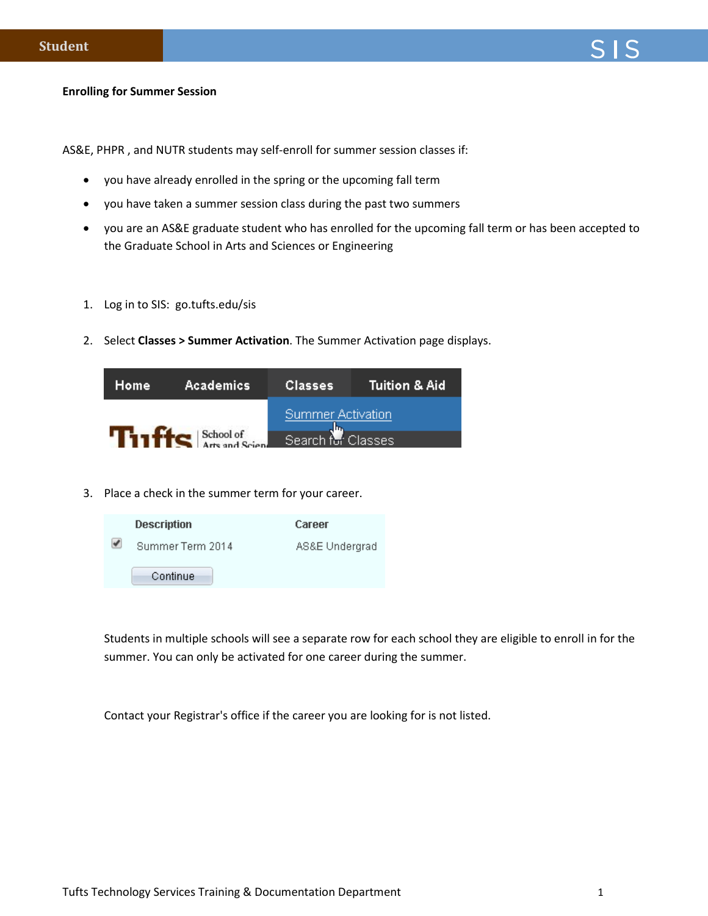**Enrolling for Summer Session**

AS&E, PHPR , and NUTR students may self-enroll for summer session classes if:

- you have already enrolled in the spring or the upcoming fall term
- you have taken a summer session class during the past two summers
- you are an AS&E graduate student who has enrolled for the upcoming fall term or has been accepted to the Graduate School in Arts and Sciences or Engineering

1. Log in to SIS: go.tufts.edu/sis

2. Select **Classes > Summer Activation**. The Summer Activation page displays.

3. Place a check in the summer term for your career.

   Students in multiple schools will see a separate row for each school they are eligible to enroll in for the summer. You can only be activated for one career during the summer.

   Contact your Registrar's office if the career you are looking for is not listed.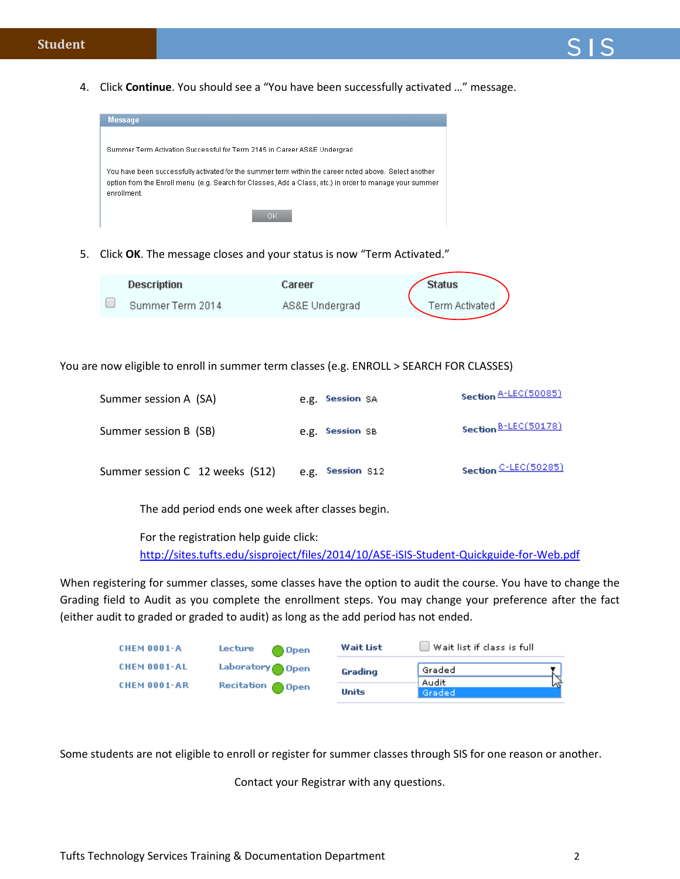4. Click **Continue**. You should see a "You have been successfully activated …" message.

**Message**

Summer Term Activation Successful for Term 2145 in Career AS&E Undergrad

You have been successfully activated for the summer term within the career noted above. Select another option from the Enroll menu (e.g. Search for Classes, Add a Class, etc.) in order to manage your summer enrollment.

OK

5. Click **OK**. The message closes and your status is now "Term Activated."

| Description | Career | Status |
|---|---|---|
| Summer Term 2014 | AS&E Undergrad | Term Activated |

You are now eligible to enroll in summer term classes (e.g. ENROLL > SEARCH FOR CLASSES)

| | | |
|---|---|---|
| Summer session A (SA) | e.g. **Session** SA | **Section** A-LEC(50085) |
| Summer session B (SB) | e.g. **Session** SB | **Section** B-LEC(50178) |
| Summer session C 12 weeks (S12) | e.g. **Session** S12 | **Section** C-LEC(50285) |

The add period ends one week after classes begin.

For the registration help guide click:
http://sites.tufts.edu/sisproject/files/2014/10/ASE-iSIS-Student-Quickguide-for-Web.pdf

When registering for summer classes, some classes have the option to audit the course. You have to change the Grading field to Audit as you complete the enrollment steps. You may change your preference after the fact (either audit to graded or graded to audit) as long as the add period has not ended.

| | | | | |
|---|---|---|---|---|
| CHEM 0001-A | Lecture | Open | **Wait List** | Wait list if class is full |
| CHEM 0001-AL | Laboratory | Open | **Grading** | Graded (Audit / Graded) |
| CHEM 0001-AR | Recitation | Open | **Units** | |

Some students are not eligible to enroll or register for summer classes through SIS for one reason or another.

Contact your Registrar with any questions.